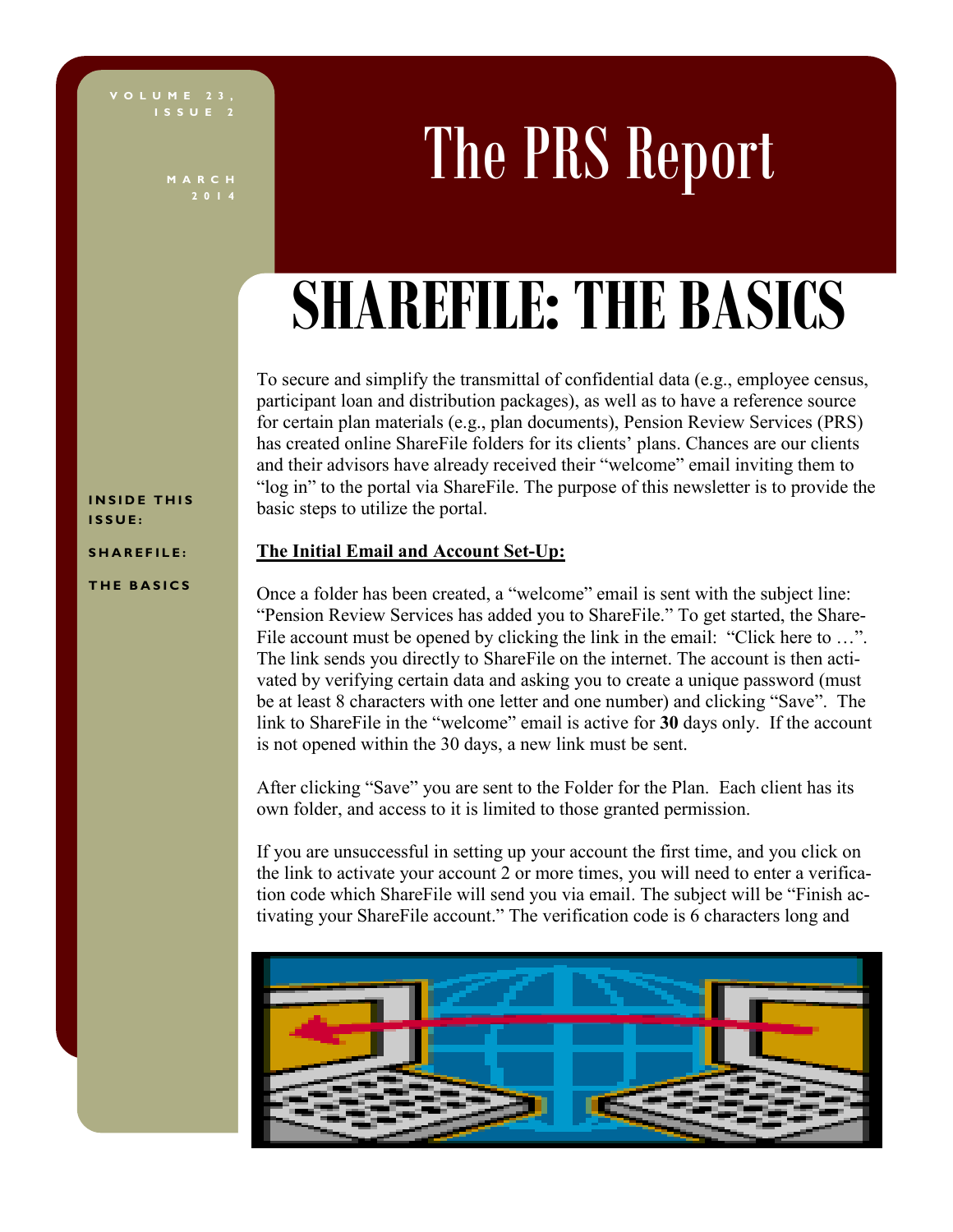# The PRS Report

VOLUME 23, ISSUE 2

MARCH 2014

**INSIDE THIS ISSUE:**

**SHAREFILE: THE BASICS**

## SHAREFILE: THE BASICS

To secure and simplify the transmittal of confidential data (e.g., employee census, participant loan and distribution packages), as well as to have a reference source for certain plan materials (e.g., plan documents), Pension Review Services (PRS) has created online ShareFile folders for its clients' plans. Chances are our clients and their advisors have already received their "welcome" email inviting them to "log in" to the portal via ShareFile. The purpose of this newsletter is to provide the basic steps to utilize the portal.

**The Initial Email and Account Set-Up:**

Once a folder has been created, a "welcome" email is sent with the subject line: "Pension Review Services has added you to ShareFile." To get started, the ShareFile account must be opened by clicking the link in the email: "Click here to …". The link sends you directly to ShareFile on the internet. The account is then activated by verifying certain data and asking you to create a unique password (must be at least 8 characters with one letter and one number) and clicking "Save". The link to ShareFile in the "welcome" email is active for **30** days only. If the account is not opened within the 30 days, a new link must be sent.

After clicking "Save" you are sent to the Folder for the Plan. Each client has its own folder, and access to it is limited to those granted permission.

If you are unsuccessful in setting up your account the first time, and you click on the link to activate your account 2 or more times, you will need to enter a verification code which ShareFile will send you via email. The subject will be "Finish activating your ShareFile account." The verification code is 6 characters long and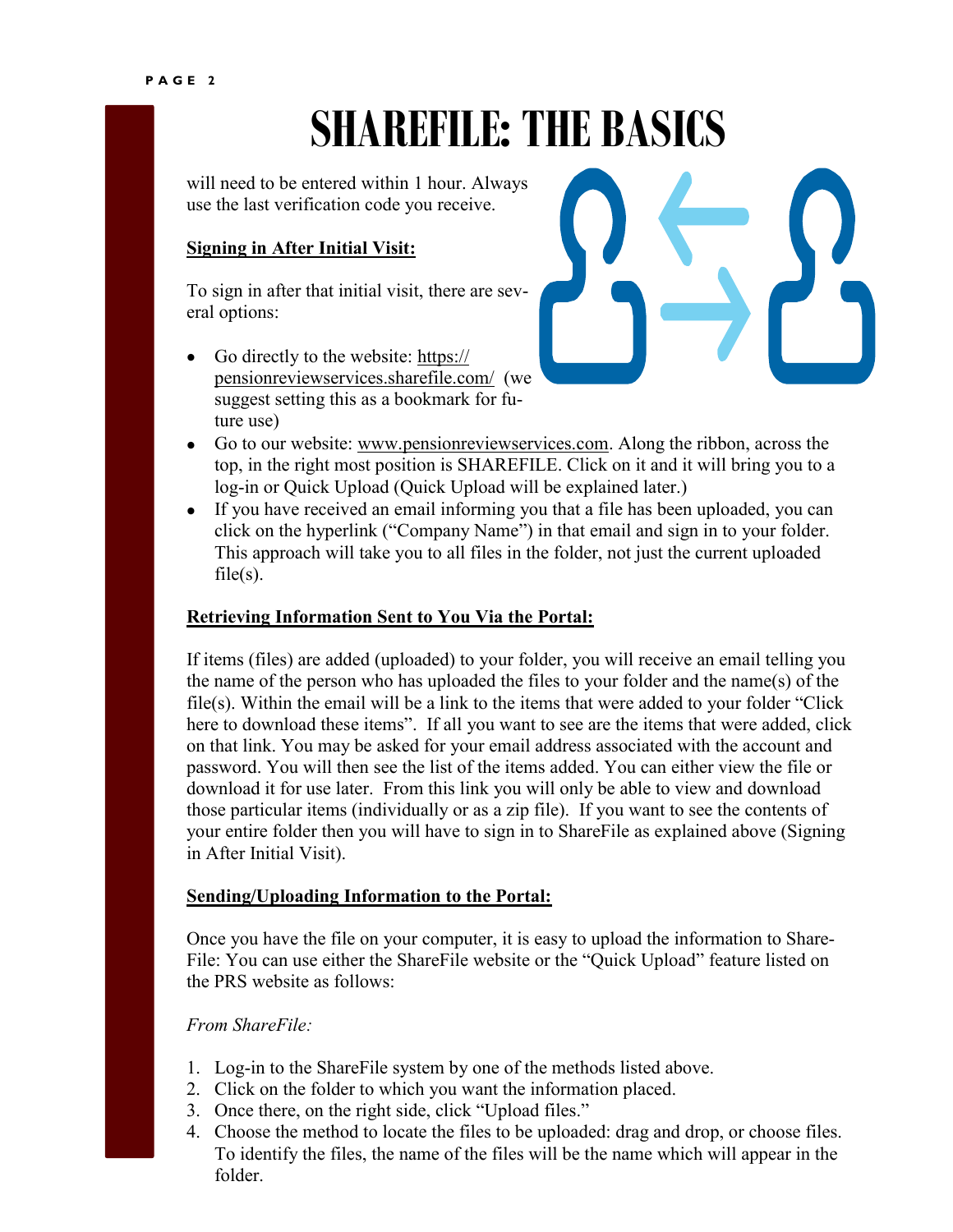# SHAREFILE: THE BASICS

will need to be entered within 1 hour. Always use the last verification code you receive.

**Signing in After Initial Visit:**

To sign in after that initial visit, there are several options:

- Go directly to the website: https://pensionreviewservices.sharefile.com/ (we suggest setting this as a bookmark for future use)
- Go to our website: www.pensionreviewservices.com. Along the ribbon, across the top, in the right most position is SHAREFILE. Click on it and it will bring you to a log-in or Quick Upload (Quick Upload will be explained later.)
- If you have received an email informing you that a file has been uploaded, you can click on the hyperlink ("Company Name") in that email and sign in to your folder. This approach will take you to all files in the folder, not just the current uploaded file(s).

**Retrieving Information Sent to You Via the Portal:**

If items (files) are added (uploaded) to your folder, you will receive an email telling you the name of the person who has uploaded the files to your folder and the name(s) of the file(s). Within the email will be a link to the items that were added to your folder "Click here to download these items". If all you want to see are the items that were added, click on that link. You may be asked for your email address associated with the account and password. You will then see the list of the items added. You can either view the file or download it for use later. From this link you will only be able to view and download those particular items (individually or as a zip file). If you want to see the contents of your entire folder then you will have to sign in to ShareFile as explained above (Signing in After Initial Visit).

**Sending/Uploading Information to the Portal:**

Once you have the file on your computer, it is easy to upload the information to ShareFile: You can use either the ShareFile website or the "Quick Upload" feature listed on the PRS website as follows:

*From ShareFile:*

1. Log-in to the ShareFile system by one of the methods listed above.
2. Click on the folder to which you want the information placed.
3. Once there, on the right side, click "Upload files."
4. Choose the method to locate the files to be uploaded: drag and drop, or choose files. To identify the files, the name of the files will be the name which will appear in the folder.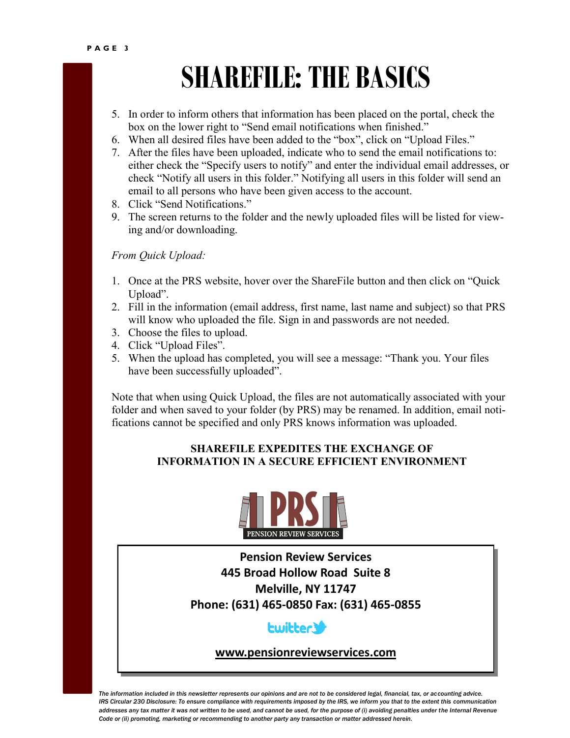# SHAREFILE: THE BASICS

5. In order to inform others that information has been placed on the portal, check the box on the lower right to "Send email notifications when finished."
6. When all desired files have been added to the "box", click on "Upload Files."
7. After the files have been uploaded, indicate who to send the email notifications to: either check the "Specify users to notify" and enter the individual email addresses, or check "Notify all users in this folder." Notifying all users in this folder will send an email to all persons who have been given access to the account.
8. Click "Send Notifications."
9. The screen returns to the folder and the newly uploaded files will be listed for viewing and/or downloading.

*From Quick Upload:*

1. Once at the PRS website, hover over the ShareFile button and then click on "Quick Upload".
2. Fill in the information (email address, first name, last name and subject) so that PRS will know who uploaded the file. Sign in and passwords are not needed.
3. Choose the files to upload.
4. Click "Upload Files".
5. When the upload has completed, you will see a message: "Thank you. Your files have been successfully uploaded".

Note that when using Quick Upload, the files are not automatically associated with your folder and when saved to your folder (by PRS) may be renamed. In addition, email notifications cannot be specified and only PRS knows information was uploaded.

**SHAREFILE EXPEDITES THE EXCHANGE OF INFORMATION IN A SECURE EFFICIENT ENVIRONMENT**

PRS
PENSION REVIEW SERVICES

**Pension Review Services**
**445 Broad Hollow Road Suite 8**
**Melville, NY 11747**
**Phone: (631) 465-0850 Fax: (631) 465-0855**

twitter

**www.pensionreviewservices.com**

*The information included in this newsletter represents our opinions and are not to be considered legal, financial, tax, or accounting advice. IRS Circular 230 Disclosure: To ensure compliance with requirements imposed by the IRS, we inform you that to the extent this communication addresses any tax matter it was not written to be used, and cannot be used, for the purpose of (i) avoiding penalties under the Internal Revenue Code or (ii) promoting, marketing or recommending to another party any transaction or matter addressed herein.*